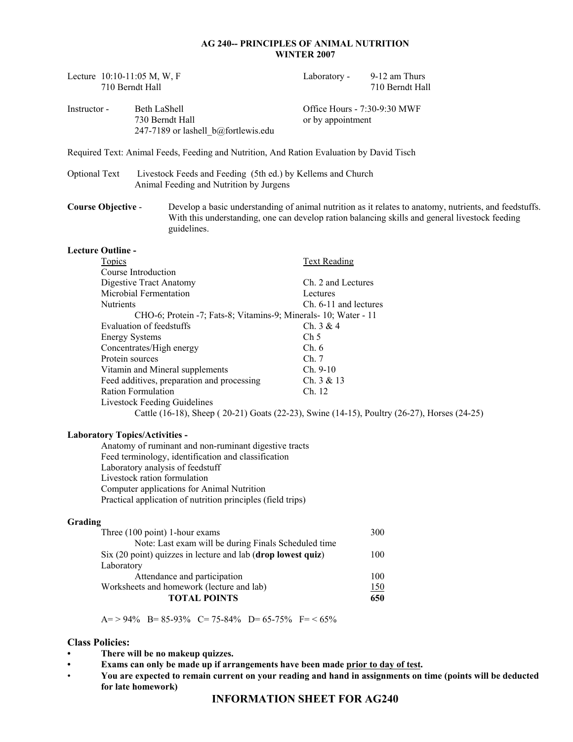# AG 240-- PRINCIPLES OF ANIMAL NUTRITION
## WINTER 2007

Lecture 10:10-11:05 M, W, F
710 Berndt Hall

Laboratory - 9-12 am Thurs
710 Berndt Hall

Instructor - Beth LaShell
730 Berndt Hall
247-7189 or lashell_b@fortlewis.edu

Office Hours - 7:30-9:30 MWF
or by appointment

Required Text: Animal Feeds, Feeding and Nutrition, And Ration Evaluation by David Tisch

Optional Text Livestock Feeds and Feeding (5th ed.) by Kellems and Church
Animal Feeding and Nutrition by Jurgens

**Course Objective** - Develop a basic understanding of animal nutrition as it relates to anatomy, nutrients, and feedstuffs. With this understanding, one can develop ration balancing skills and general livestock feeding guidelines.

**Lecture Outline -**

| Topics | Text Reading |
|---|---|
| Course Introduction | |
| Digestive Tract Anatomy | Ch. 2 and Lectures |
| Microbial Fermentation | Lectures |
| Nutrients | Ch. 6-11 and lectures |
| CHO-6; Protein -7; Fats-8; Vitamins-9; Minerals- 10; Water - 11 | |
| Evaluation of feedstuffs | Ch. 3 & 4 |
| Energy Systems | Ch 5 |
| Concentrates/High energy | Ch. 6 |
| Protein sources | Ch. 7 |
| Vitamin and Mineral supplements | Ch. 9-10 |
| Feed additives, preparation and processing | Ch. 3 & 13 |
| Ration Formulation | Ch. 12 |
| Livestock Feeding Guidelines | |

Cattle (16-18), Sheep ( 20-21) Goats (22-23), Swine (14-15), Poultry (26-27), Horses (24-25)

**Laboratory Topics/Activities -**

- Anatomy of ruminant and non-ruminant digestive tracts
- Feed terminology, identification and classification
- Laboratory analysis of feedstuff
- Livestock ration formulation
- Computer applications for Animal Nutrition
- Practical application of nutrition principles (field trips)

**Grading**

| | |
|---|---|
| Three (100 point) 1-hour exams | 300 |
| Note: Last exam will be during Finals Scheduled time | |
| Six (20 point) quizzes in lecture and lab (**drop lowest quiz**) | 100 |
| Laboratory | |
| Attendance and participation | 100 |
| Worksheets and homework (lecture and lab) | 150 |
| **TOTAL POINTS** | **650** |

A= > 94% B= 85-93% C= 75-84% D= 65-75% F= < 65%

**Class Policies:**

- **There will be no makeup quizzes.**
- **Exams can only be made up if arrangements have been made prior to day of test.**
- **You are expected to remain current on your reading and hand in assignments on time (points will be deducted for late homework)**

## INFORMATION SHEET FOR AG240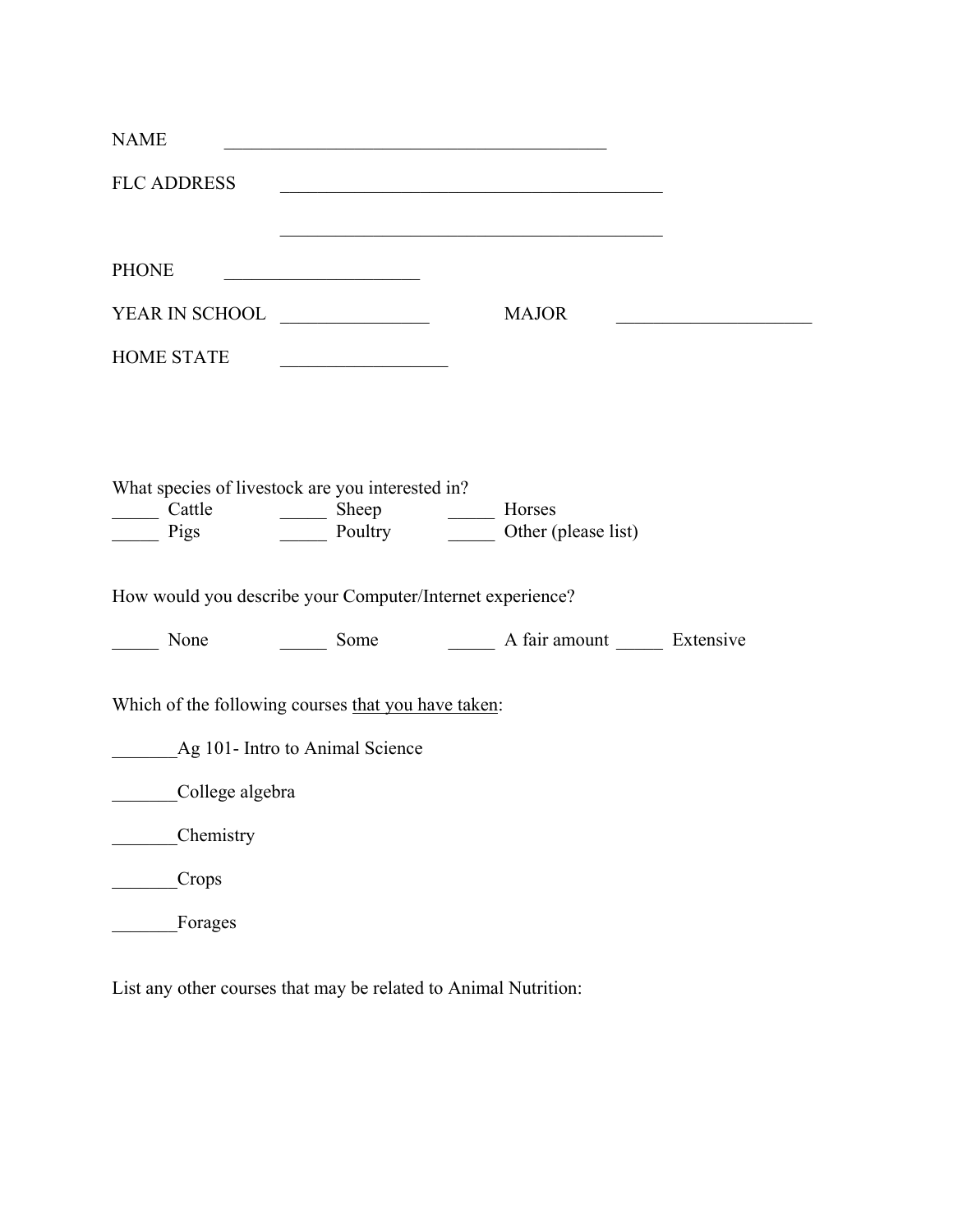NAME ________________________________________

FLC ADDRESS ________________________________________

________________________________________

PHONE ____________________

YEAR IN SCHOOL _______________ MAJOR ____________________

HOME STATE _________________

What species of livestock are you interested in?

_____ Cattle _____ Sheep _____ Horses
_____ Pigs _____ Poultry _____ Other (please list)

How would you describe your Computer/Internet experience?

_____ None _____ Some _____ A fair amount _____ Extensive

Which of the following courses that you have taken:

_______Ag 101- Intro to Animal Science

_______College algebra

_______Chemistry

_______Crops

_______Forages

List any other courses that may be related to Animal Nutrition: